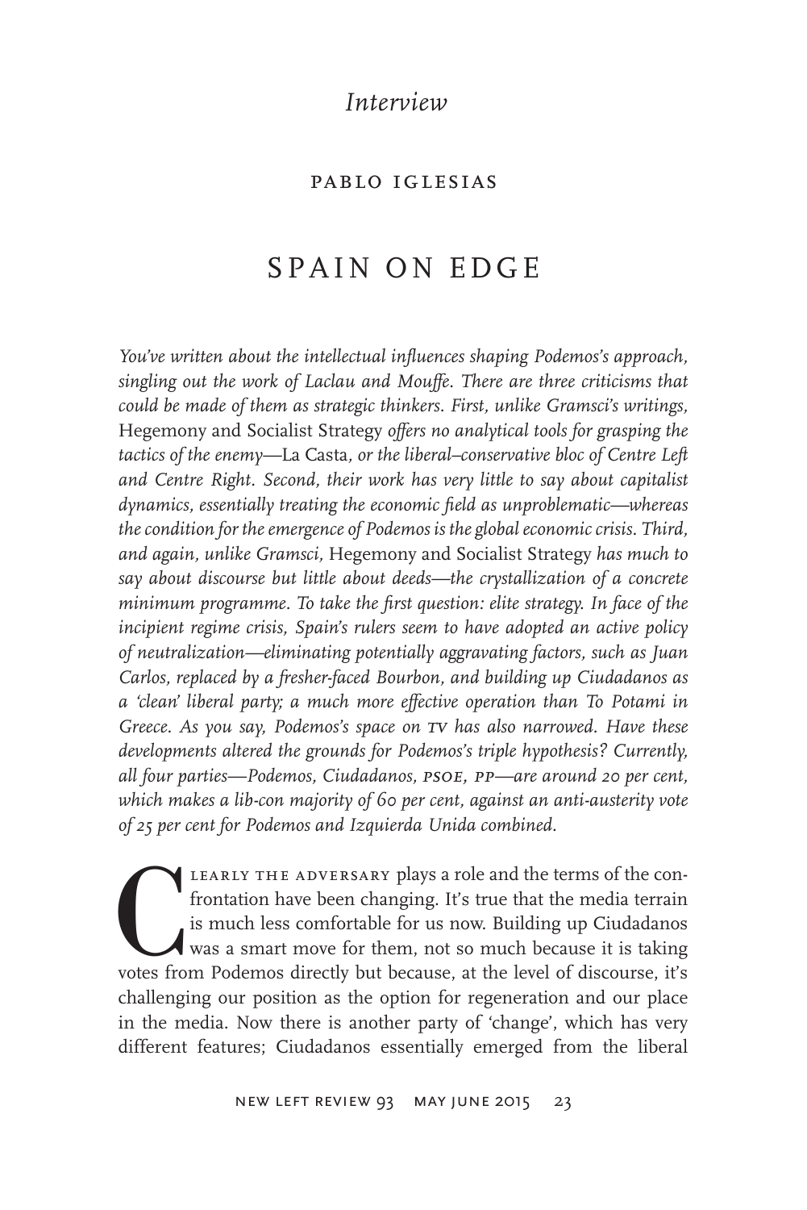*Interview*

PABLO IGLESIAS

# SPAIN ON EDGE

*You've written about the intellectual influences shaping Podemos's approach, singling out the work of Laclau and Mouffe. There are three criticisms that could be made of them as strategic thinkers. First, unlike Gramsci's writings,* Hegemony and Socialist Strategy *offers no analytical tools for grasping the tactics of the enemy—*La Casta*, or the liberal–conservative bloc of Centre Left and Centre Right. Second, their work has very little to say about capitalist dynamics, essentially treating the economic field as unproblematic—whereas the condition for the emergence of Podemos is the global economic crisis. Third, and again, unlike Gramsci,* Hegemony and Socialist Strategy *has much to say about discourse but little about deeds—the crystallization of a concrete minimum programme. To take the first question: elite strategy. In face of the incipient regime crisis, Spain's rulers seem to have adopted an active policy of neutralization—eliminating potentially aggravating factors, such as Juan Carlos, replaced by a fresher-faced Bourbon, and building up Ciudadanos as a 'clean' liberal party; a much more effective operation than To Potami in Greece. As you say, Podemos's space on TV has also narrowed. Have these developments altered the grounds for Podemos's triple hypothesis? Currently, all four parties—Podemos, Ciudadanos, PSOE, PP—are around 20 per cent, which makes a lib-con majority of 60 per cent, against an anti-austerity vote of 25 per cent for Podemos and Izquierda Unida combined.*

Clearly the adversary plays a role and the terms of the confrontation have been changing. It's true that the media terrain is much less comfortable for us now. Building up Ciudadanos was a smart move for them, not so much because it is taking votes from Podemos directly but because, at the level of discourse, it's challenging our position as the option for regeneration and our place in the media. Now there is another party of 'change', which has very different features; Ciudadanos essentially emerged from the liberal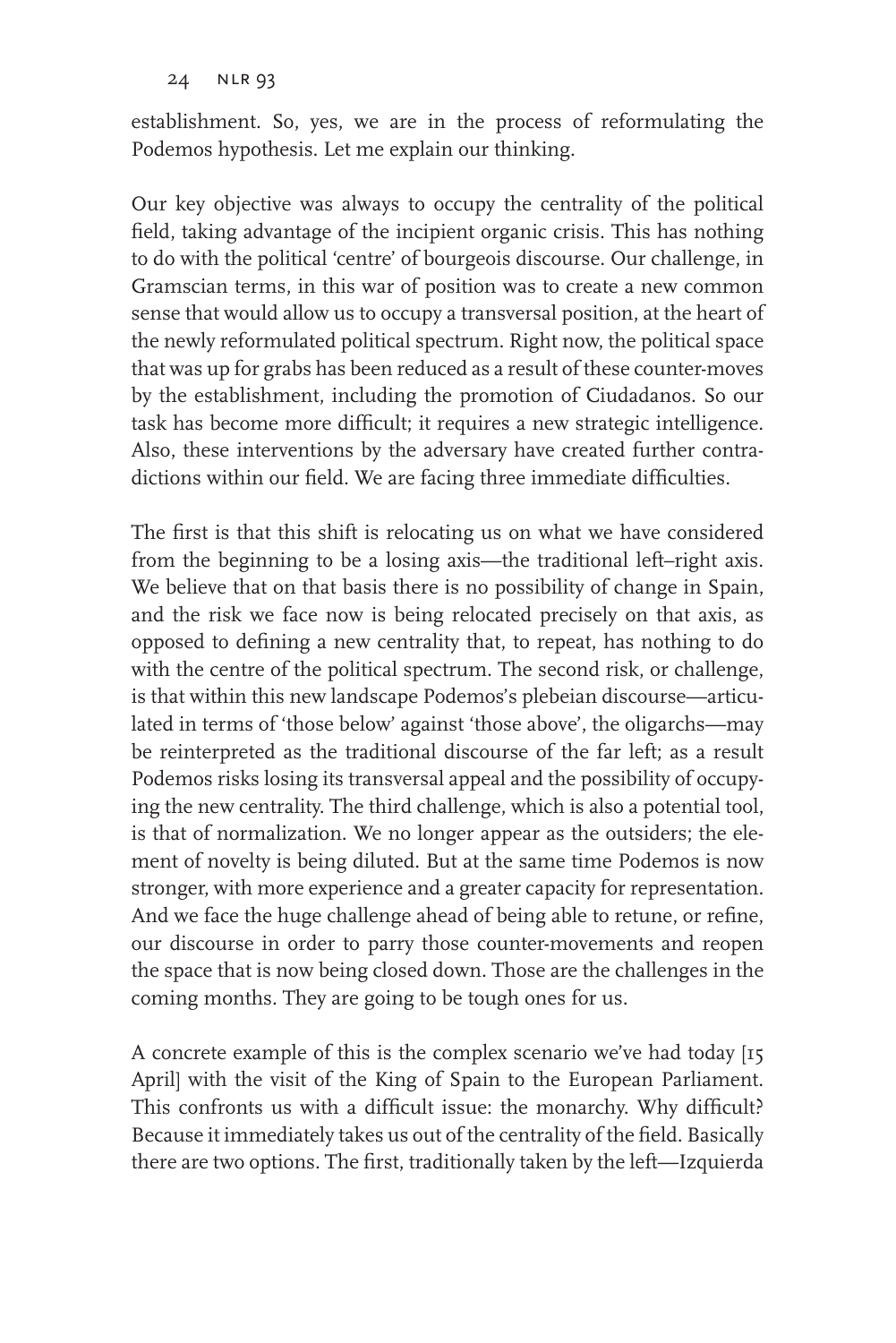establishment. So, yes, we are in the process of reformulating the Podemos hypothesis. Let me explain our thinking.

Our key objective was always to occupy the centrality of the political field, taking advantage of the incipient organic crisis. This has nothing to do with the political 'centre' of bourgeois discourse. Our challenge, in Gramscian terms, in this war of position was to create a new common sense that would allow us to occupy a transversal position, at the heart of the newly reformulated political spectrum. Right now, the political space that was up for grabs has been reduced as a result of these counter-moves by the establishment, including the promotion of Ciudadanos. So our task has become more difficult; it requires a new strategic intelligence. Also, these interventions by the adversary have created further contradictions within our field. We are facing three immediate difficulties.

The first is that this shift is relocating us on what we have considered from the beginning to be a losing axis—the traditional left–right axis. We believe that on that basis there is no possibility of change in Spain, and the risk we face now is being relocated precisely on that axis, as opposed to defining a new centrality that, to repeat, has nothing to do with the centre of the political spectrum. The second risk, or challenge, is that within this new landscape Podemos's plebeian discourse—articulated in terms of 'those below' against 'those above', the oligarchs—may be reinterpreted as the traditional discourse of the far left; as a result Podemos risks losing its transversal appeal and the possibility of occupying the new centrality. The third challenge, which is also a potential tool, is that of normalization. We no longer appear as the outsiders; the element of novelty is being diluted. But at the same time Podemos is now stronger, with more experience and a greater capacity for representation. And we face the huge challenge ahead of being able to retune, or refine, our discourse in order to parry those counter-movements and reopen the space that is now being closed down. Those are the challenges in the coming months. They are going to be tough ones for us.

A concrete example of this is the complex scenario we've had today [15 April] with the visit of the King of Spain to the European Parliament. This confronts us with a difficult issue: the monarchy. Why difficult? Because it immediately takes us out of the centrality of the field. Basically there are two options. The first, traditionally taken by the left—Izquierda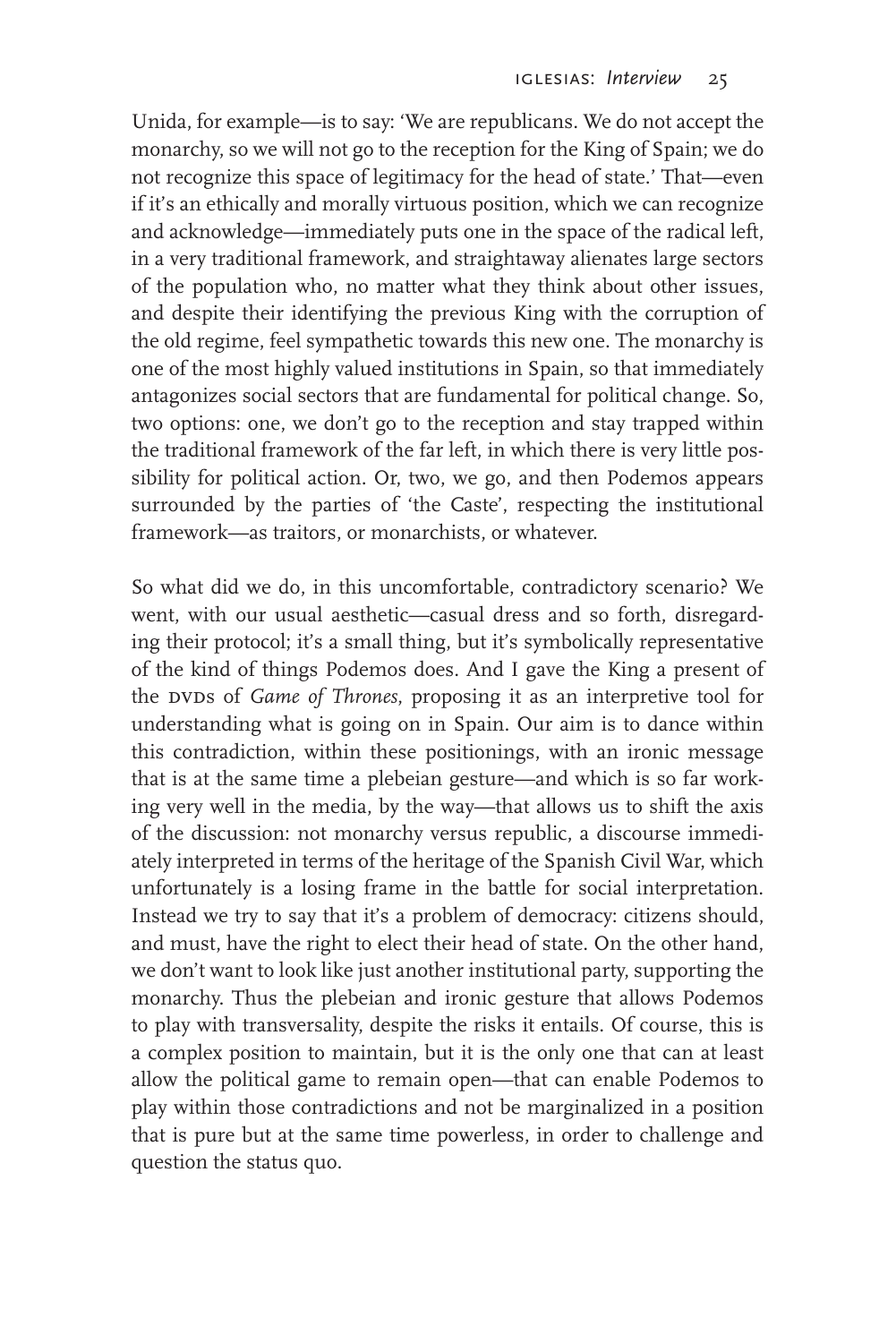Unida, for example—is to say: 'We are republicans. We do not accept the monarchy, so we will not go to the reception for the King of Spain; we do not recognize this space of legitimacy for the head of state.' That—even if it's an ethically and morally virtuous position, which we can recognize and acknowledge—immediately puts one in the space of the radical left, in a very traditional framework, and straightaway alienates large sectors of the population who, no matter what they think about other issues, and despite their identifying the previous King with the corruption of the old regime, feel sympathetic towards this new one. The monarchy is one of the most highly valued institutions in Spain, so that immediately antagonizes social sectors that are fundamental for political change. So, two options: one, we don't go to the reception and stay trapped within the traditional framework of the far left, in which there is very little possibility for political action. Or, two, we go, and then Podemos appears surrounded by the parties of 'the Caste', respecting the institutional framework—as traitors, or monarchists, or whatever.

So what did we do, in this uncomfortable, contradictory scenario? We went, with our usual aesthetic—casual dress and so forth, disregarding their protocol; it's a small thing, but it's symbolically representative of the kind of things Podemos does. And I gave the King a present of the DVDs of *Game of Thrones*, proposing it as an interpretive tool for understanding what is going on in Spain. Our aim is to dance within this contradiction, within these positionings, with an ironic message that is at the same time a plebeian gesture—and which is so far working very well in the media, by the way—that allows us to shift the axis of the discussion: not monarchy versus republic, a discourse immediately interpreted in terms of the heritage of the Spanish Civil War, which unfortunately is a losing frame in the battle for social interpretation. Instead we try to say that it's a problem of democracy: citizens should, and must, have the right to elect their head of state. On the other hand, we don't want to look like just another institutional party, supporting the monarchy. Thus the plebeian and ironic gesture that allows Podemos to play with transversality, despite the risks it entails. Of course, this is a complex position to maintain, but it is the only one that can at least allow the political game to remain open—that can enable Podemos to play within those contradictions and not be marginalized in a position that is pure but at the same time powerless, in order to challenge and question the status quo.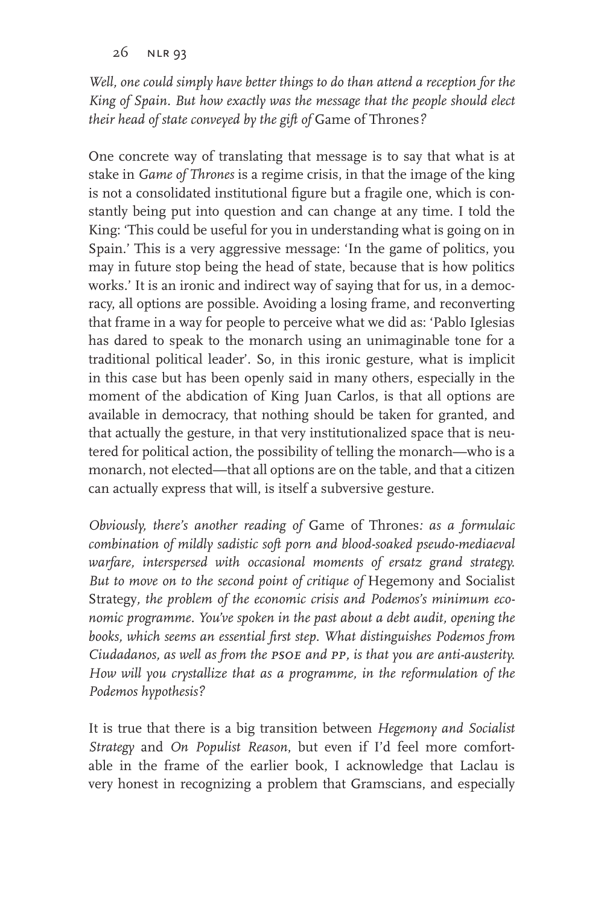*Well, one could simply have better things to do than attend a reception for the King of Spain. But how exactly was the message that the people should elect their head of state conveyed by the gift of* Game of Thrones*?*

One concrete way of translating that message is to say that what is at stake in *Game of Thrones* is a regime crisis, in that the image of the king is not a consolidated institutional figure but a fragile one, which is constantly being put into question and can change at any time. I told the King: 'This could be useful for you in understanding what is going on in Spain.' This is a very aggressive message: 'In the game of politics, you may in future stop being the head of state, because that is how politics works.' It is an ironic and indirect way of saying that for us, in a democracy, all options are possible. Avoiding a losing frame, and reconverting that frame in a way for people to perceive what we did as: 'Pablo Iglesias has dared to speak to the monarch using an unimaginable tone for a traditional political leader'. So, in this ironic gesture, what is implicit in this case but has been openly said in many others, especially in the moment of the abdication of King Juan Carlos, is that all options are available in democracy, that nothing should be taken for granted, and that actually the gesture, in that very institutionalized space that is neutered for political action, the possibility of telling the monarch—who is a monarch, not elected—that all options are on the table, and that a citizen can actually express that will, is itself a subversive gesture.

*Obviously, there's another reading of* Game of Thrones*: as a formulaic combination of mildly sadistic soft porn and blood-soaked pseudo-mediaeval warfare, interspersed with occasional moments of ersatz grand strategy. But to move on to the second point of critique of* Hegemony and Socialist Strategy*, the problem of the economic crisis and Podemos's minimum economic programme. You've spoken in the past about a debt audit, opening the books, which seems an essential first step. What distinguishes Podemos from Ciudadanos, as well as from the PSOE and PP, is that you are anti-austerity. How will you crystallize that as a programme, in the reformulation of the Podemos hypothesis?*

It is true that there is a big transition between *Hegemony and Socialist Strategy* and *On Populist Reason*, but even if I'd feel more comfortable in the frame of the earlier book, I acknowledge that Laclau is very honest in recognizing a problem that Gramscians, and especially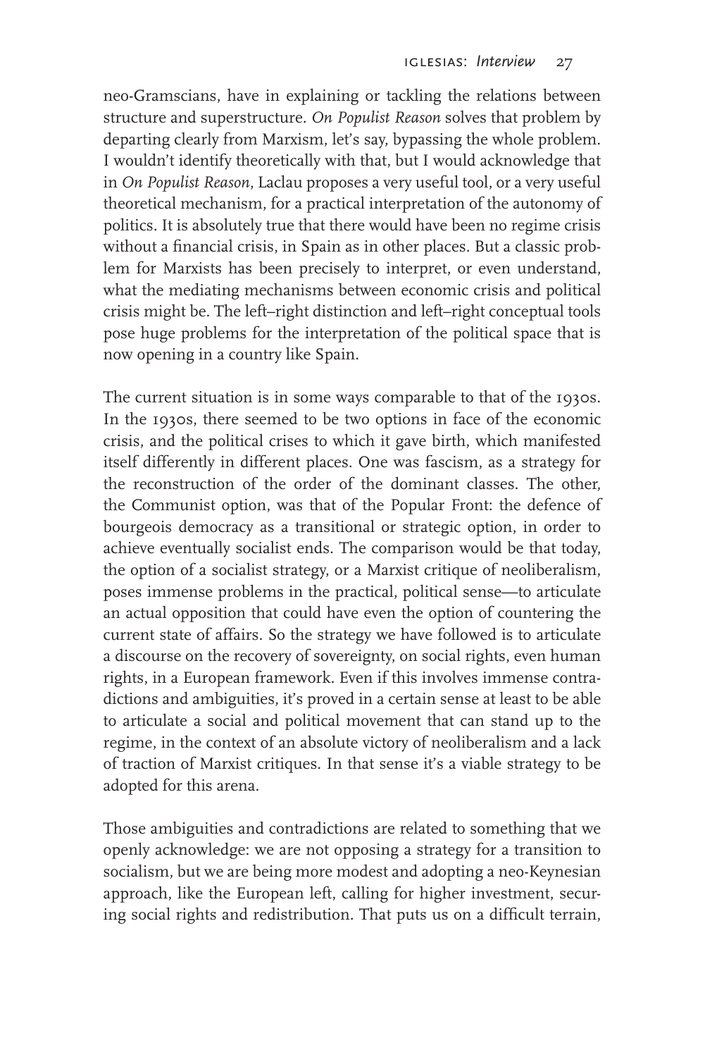neo-Gramscians, have in explaining or tackling the relations between structure and superstructure. *On Populist Reason* solves that problem by departing clearly from Marxism, let's say, bypassing the whole problem. I wouldn't identify theoretically with that, but I would acknowledge that in *On Populist Reason*, Laclau proposes a very useful tool, or a very useful theoretical mechanism, for a practical interpretation of the autonomy of politics. It is absolutely true that there would have been no regime crisis without a financial crisis, in Spain as in other places. But a classic problem for Marxists has been precisely to interpret, or even understand, what the mediating mechanisms between economic crisis and political crisis might be. The left–right distinction and left–right conceptual tools pose huge problems for the interpretation of the political space that is now opening in a country like Spain.

The current situation is in some ways comparable to that of the 1930s. In the 1930s, there seemed to be two options in face of the economic crisis, and the political crises to which it gave birth, which manifested itself differently in different places. One was fascism, as a strategy for the reconstruction of the order of the dominant classes. The other, the Communist option, was that of the Popular Front: the defence of bourgeois democracy as a transitional or strategic option, in order to achieve eventually socialist ends. The comparison would be that today, the option of a socialist strategy, or a Marxist critique of neoliberalism, poses immense problems in the practical, political sense—to articulate an actual opposition that could have even the option of countering the current state of affairs. So the strategy we have followed is to articulate a discourse on the recovery of sovereignty, on social rights, even human rights, in a European framework. Even if this involves immense contradictions and ambiguities, it's proved in a certain sense at least to be able to articulate a social and political movement that can stand up to the regime, in the context of an absolute victory of neoliberalism and a lack of traction of Marxist critiques. In that sense it's a viable strategy to be adopted for this arena.

Those ambiguities and contradictions are related to something that we openly acknowledge: we are not opposing a strategy for a transition to socialism, but we are being more modest and adopting a neo-Keynesian approach, like the European left, calling for higher investment, securing social rights and redistribution. That puts us on a difficult terrain,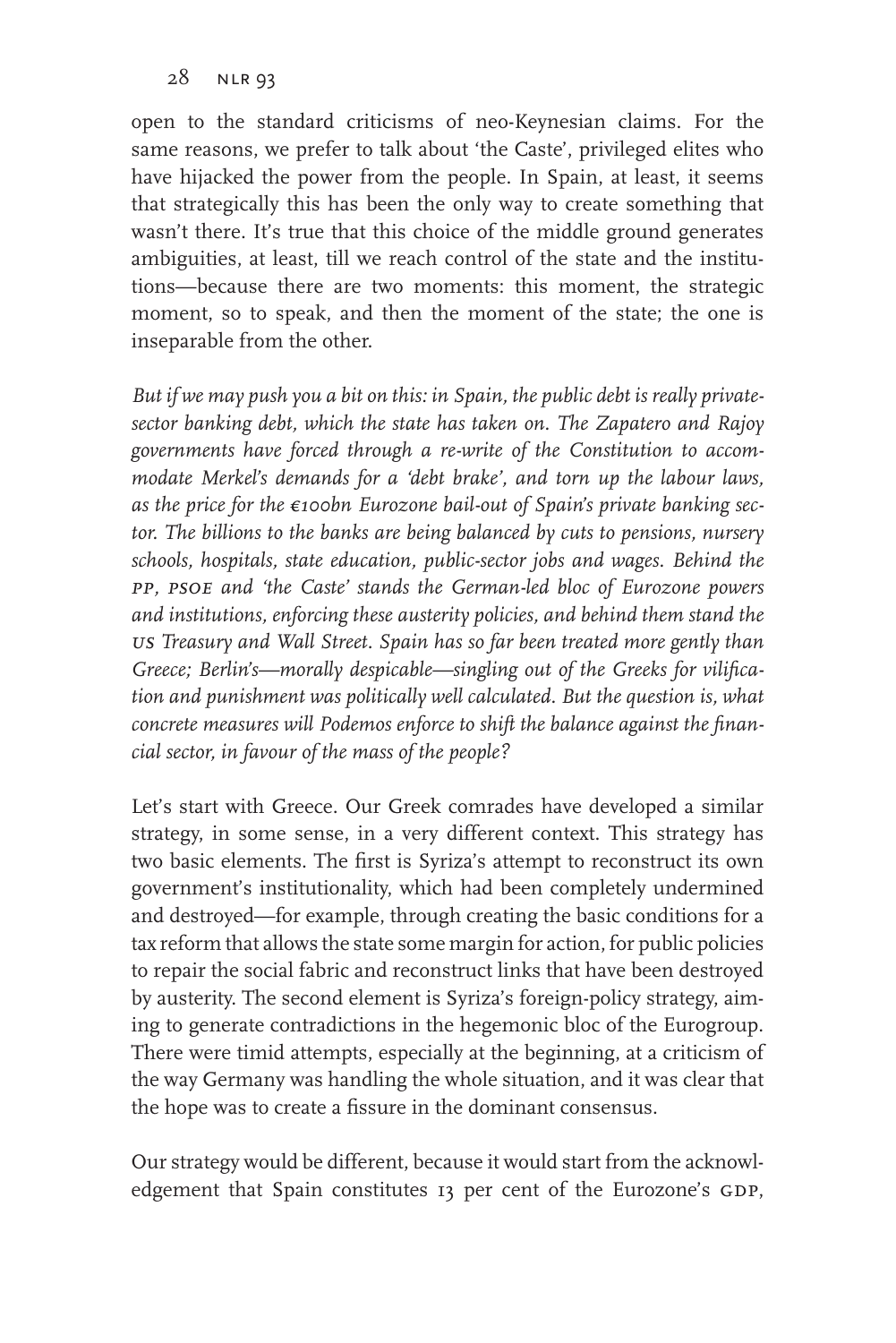open to the standard criticisms of neo-Keynesian claims. For the same reasons, we prefer to talk about 'the Caste', privileged elites who have hijacked the power from the people. In Spain, at least, it seems that strategically this has been the only way to create something that wasn't there. It's true that this choice of the middle ground generates ambiguities, at least, till we reach control of the state and the institutions—because there are two moments: this moment, the strategic moment, so to speak, and then the moment of the state; the one is inseparable from the other.

*But if we may push you a bit on this: in Spain, the public debt is really private-sector banking debt, which the state has taken on. The Zapatero and Rajoy governments have forced through a re-write of the Constitution to accommodate Merkel's demands for a 'debt brake', and torn up the labour laws, as the price for the €100bn Eurozone bail-out of Spain's private banking sector. The billions to the banks are being balanced by cuts to pensions, nursery schools, hospitals, state education, public-sector jobs and wages. Behind the PP, PSOE and 'the Caste' stands the German-led bloc of Eurozone powers and institutions, enforcing these austerity policies, and behind them stand the US Treasury and Wall Street. Spain has so far been treated more gently than Greece; Berlin's—morally despicable—singling out of the Greeks for vilification and punishment was politically well calculated. But the question is, what concrete measures will Podemos enforce to shift the balance against the financial sector, in favour of the mass of the people?*

Let's start with Greece. Our Greek comrades have developed a similar strategy, in some sense, in a very different context. This strategy has two basic elements. The first is Syriza's attempt to reconstruct its own government's institutionality, which had been completely undermined and destroyed—for example, through creating the basic conditions for a tax reform that allows the state some margin for action, for public policies to repair the social fabric and reconstruct links that have been destroyed by austerity. The second element is Syriza's foreign-policy strategy, aiming to generate contradictions in the hegemonic bloc of the Eurogroup. There were timid attempts, especially at the beginning, at a criticism of the way Germany was handling the whole situation, and it was clear that the hope was to create a fissure in the dominant consensus.

Our strategy would be different, because it would start from the acknowledgement that Spain constitutes 13 per cent of the Eurozone's GDP,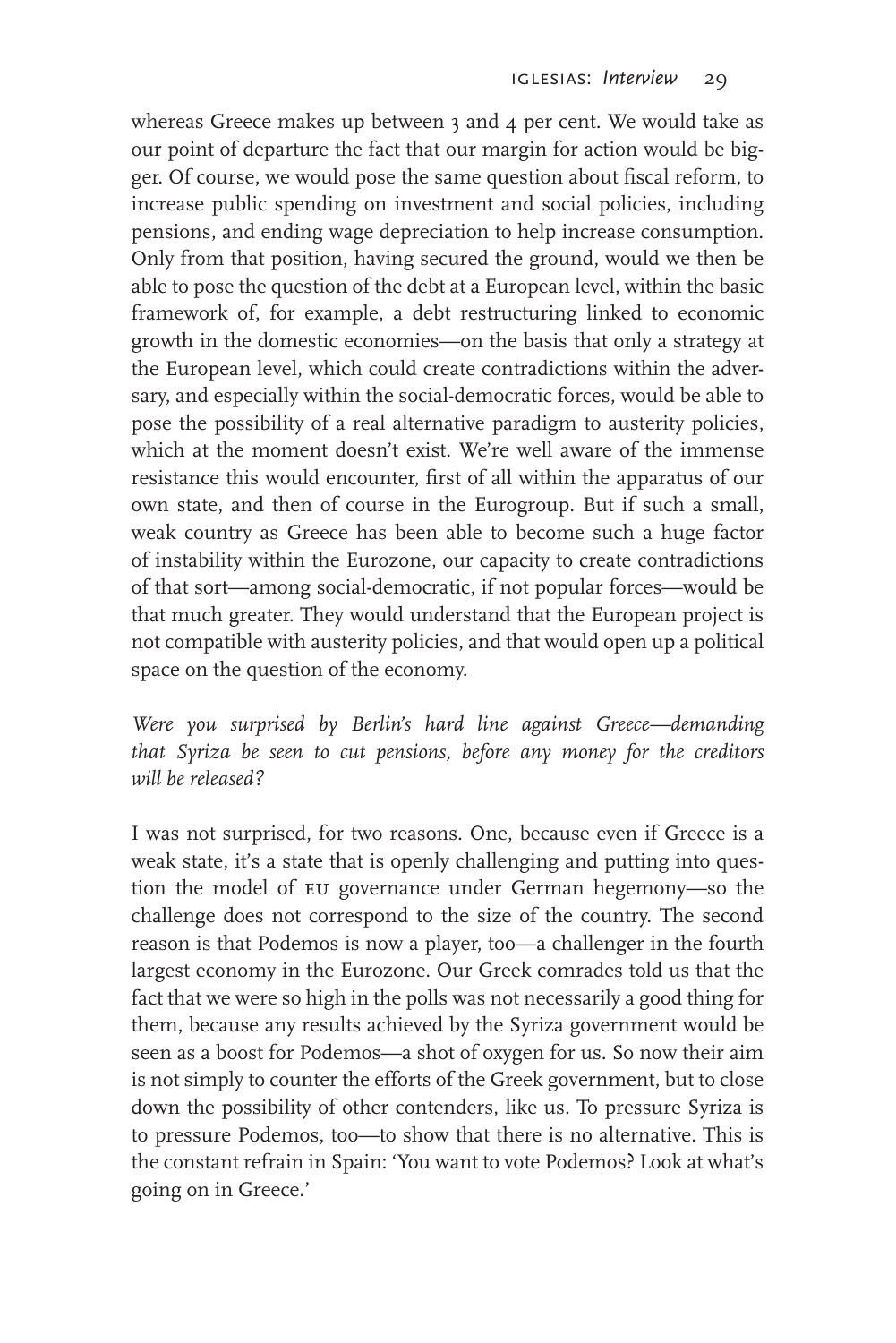whereas Greece makes up between 3 and 4 per cent. We would take as our point of departure the fact that our margin for action would be bigger. Of course, we would pose the same question about fiscal reform, to increase public spending on investment and social policies, including pensions, and ending wage depreciation to help increase consumption. Only from that position, having secured the ground, would we then be able to pose the question of the debt at a European level, within the basic framework of, for example, a debt restructuring linked to economic growth in the domestic economies—on the basis that only a strategy at the European level, which could create contradictions within the adversary, and especially within the social-democratic forces, would be able to pose the possibility of a real alternative paradigm to austerity policies, which at the moment doesn't exist. We're well aware of the immense resistance this would encounter, first of all within the apparatus of our own state, and then of course in the Eurogroup. But if such a small, weak country as Greece has been able to become such a huge factor of instability within the Eurozone, our capacity to create contradictions of that sort—among social-democratic, if not popular forces—would be that much greater. They would understand that the European project is not compatible with austerity policies, and that would open up a political space on the question of the economy.

*Were you surprised by Berlin's hard line against Greece—demanding that Syriza be seen to cut pensions, before any money for the creditors will be released?*

I was not surprised, for two reasons. One, because even if Greece is a weak state, it's a state that is openly challenging and putting into question the model of EU governance under German hegemony—so the challenge does not correspond to the size of the country. The second reason is that Podemos is now a player, too—a challenger in the fourth largest economy in the Eurozone. Our Greek comrades told us that the fact that we were so high in the polls was not necessarily a good thing for them, because any results achieved by the Syriza government would be seen as a boost for Podemos—a shot of oxygen for us. So now their aim is not simply to counter the efforts of the Greek government, but to close down the possibility of other contenders, like us. To pressure Syriza is to pressure Podemos, too—to show that there is no alternative. This is the constant refrain in Spain: 'You want to vote Podemos? Look at what's going on in Greece.'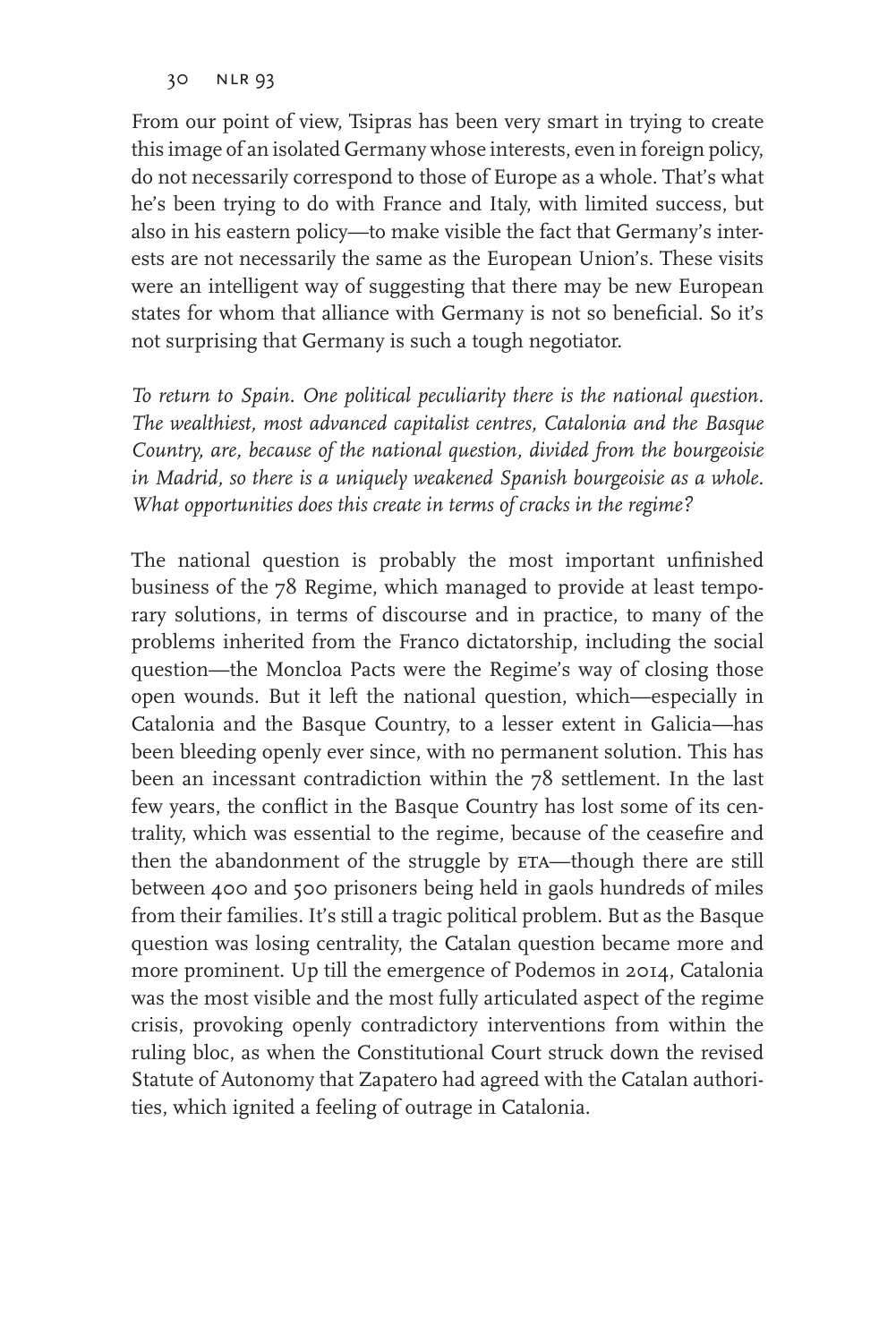From our point of view, Tsipras has been very smart in trying to create this image of an isolated Germany whose interests, even in foreign policy, do not necessarily correspond to those of Europe as a whole. That's what he's been trying to do with France and Italy, with limited success, but also in his eastern policy—to make visible the fact that Germany's interests are not necessarily the same as the European Union's. These visits were an intelligent way of suggesting that there may be new European states for whom that alliance with Germany is not so beneficial. So it's not surprising that Germany is such a tough negotiator.

*To return to Spain. One political peculiarity there is the national question. The wealthiest, most advanced capitalist centres, Catalonia and the Basque Country, are, because of the national question, divided from the bourgeoisie in Madrid, so there is a uniquely weakened Spanish bourgeoisie as a whole. What opportunities does this create in terms of cracks in the regime?*

The national question is probably the most important unfinished business of the 78 Regime, which managed to provide at least temporary solutions, in terms of discourse and in practice, to many of the problems inherited from the Franco dictatorship, including the social question—the Moncloa Pacts were the Regime's way of closing those open wounds. But it left the national question, which—especially in Catalonia and the Basque Country, to a lesser extent in Galicia—has been bleeding openly ever since, with no permanent solution. This has been an incessant contradiction within the 78 settlement. In the last few years, the conflict in the Basque Country has lost some of its centrality, which was essential to the regime, because of the ceasefire and then the abandonment of the struggle by ETA—though there are still between 400 and 500 prisoners being held in gaols hundreds of miles from their families. It's still a tragic political problem. But as the Basque question was losing centrality, the Catalan question became more and more prominent. Up till the emergence of Podemos in 2014, Catalonia was the most visible and the most fully articulated aspect of the regime crisis, provoking openly contradictory interventions from within the ruling bloc, as when the Constitutional Court struck down the revised Statute of Autonomy that Zapatero had agreed with the Catalan authorities, which ignited a feeling of outrage in Catalonia.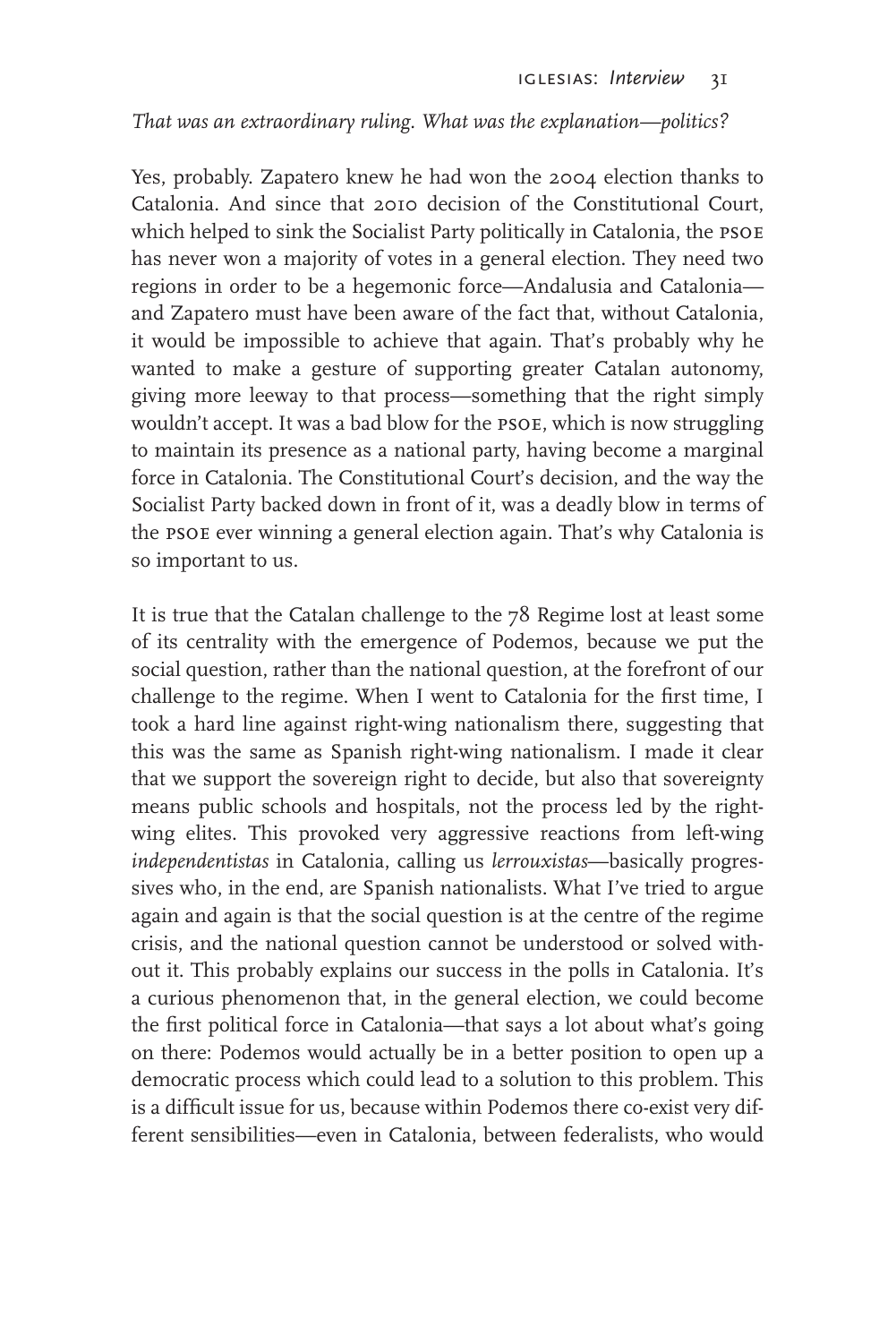*That was an extraordinary ruling. What was the explanation—politics?*

Yes, probably. Zapatero knew he had won the 2004 election thanks to Catalonia. And since that 2010 decision of the Constitutional Court, which helped to sink the Socialist Party politically in Catalonia, the PSOE has never won a majority of votes in a general election. They need two regions in order to be a hegemonic force—Andalusia and Catalonia—and Zapatero must have been aware of the fact that, without Catalonia, it would be impossible to achieve that again. That's probably why he wanted to make a gesture of supporting greater Catalan autonomy, giving more leeway to that process—something that the right simply wouldn't accept. It was a bad blow for the PSOE, which is now struggling to maintain its presence as a national party, having become a marginal force in Catalonia. The Constitutional Court's decision, and the way the Socialist Party backed down in front of it, was a deadly blow in terms of the PSOE ever winning a general election again. That's why Catalonia is so important to us.

It is true that the Catalan challenge to the 78 Regime lost at least some of its centrality with the emergence of Podemos, because we put the social question, rather than the national question, at the forefront of our challenge to the regime. When I went to Catalonia for the first time, I took a hard line against right-wing nationalism there, suggesting that this was the same as Spanish right-wing nationalism. I made it clear that we support the sovereign right to decide, but also that sovereignty means public schools and hospitals, not the process led by the right-wing elites. This provoked very aggressive reactions from left-wing *independentistas* in Catalonia, calling us *lerrouxistas*—basically progressives who, in the end, are Spanish nationalists. What I've tried to argue again and again is that the social question is at the centre of the regime crisis, and the national question cannot be understood or solved without it. This probably explains our success in the polls in Catalonia. It's a curious phenomenon that, in the general election, we could become the first political force in Catalonia—that says a lot about what's going on there: Podemos would actually be in a better position to open up a democratic process which could lead to a solution to this problem. This is a difficult issue for us, because within Podemos there co-exist very different sensibilities—even in Catalonia, between federalists, who would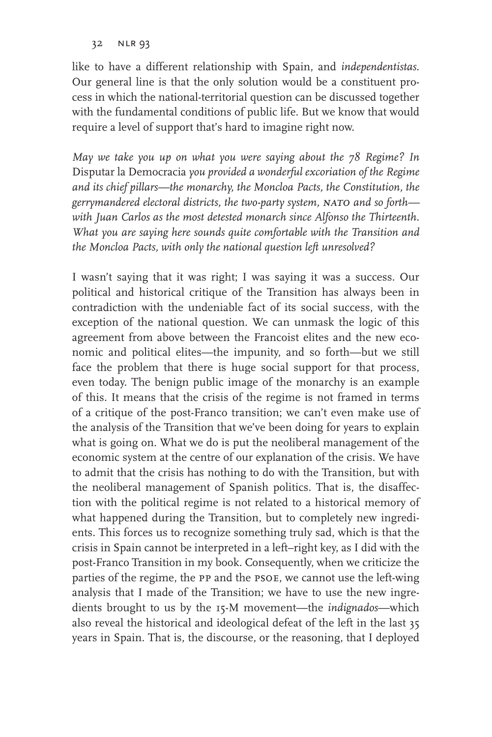like to have a different relationship with Spain, and *independentistas*. Our general line is that the only solution would be a constituent process in which the national-territorial question can be discussed together with the fundamental conditions of public life. But we know that would require a level of support that's hard to imagine right now.

*May we take you up on what you were saying about the 78 Regime? In* Disputar la Democracia *you provided a wonderful excoriation of the Regime and its chief pillars—the monarchy, the Moncloa Pacts, the Constitution, the gerrymandered electoral districts, the two-party system,* NATO *and so forth—with Juan Carlos as the most detested monarch since Alfonso the Thirteenth. What you are saying here sounds quite comfortable with the Transition and the Moncloa Pacts, with only the national question left unresolved?*

I wasn't saying that it was right; I was saying it was a success. Our political and historical critique of the Transition has always been in contradiction with the undeniable fact of its social success, with the exception of the national question. We can unmask the logic of this agreement from above between the Francoist elites and the new economic and political elites—the impunity, and so forth—but we still face the problem that there is huge social support for that process, even today. The benign public image of the monarchy is an example of this. It means that the crisis of the regime is not framed in terms of a critique of the post-Franco transition; we can't even make use of the analysis of the Transition that we've been doing for years to explain what is going on. What we do is put the neoliberal management of the economic system at the centre of our explanation of the crisis. We have to admit that the crisis has nothing to do with the Transition, but with the neoliberal management of Spanish politics. That is, the disaffection with the political regime is not related to a historical memory of what happened during the Transition, but to completely new ingredients. This forces us to recognize something truly sad, which is that the crisis in Spain cannot be interpreted in a left–right key, as I did with the post-Franco Transition in my book. Consequently, when we criticize the parties of the regime, the PP and the PSOE, we cannot use the left-wing analysis that I made of the Transition; we have to use the new ingredients brought to us by the 15-M movement—the *indignados*—which also reveal the historical and ideological defeat of the left in the last 35 years in Spain. That is, the discourse, or the reasoning, that I deployed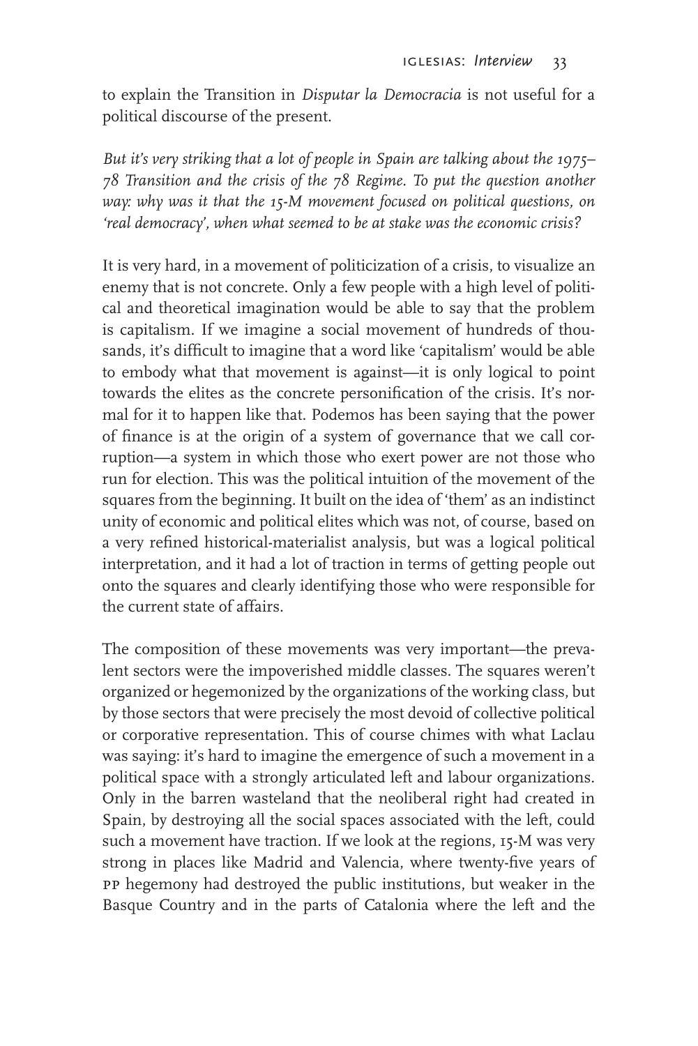to explain the Transition in *Disputar la Democracia* is not useful for a political discourse of the present.

*But it's very striking that a lot of people in Spain are talking about the 1975–78 Transition and the crisis of the 78 Regime. To put the question another way: why was it that the 15-M movement focused on political questions, on 'real democracy', when what seemed to be at stake was the economic crisis?*

It is very hard, in a movement of politicization of a crisis, to visualize an enemy that is not concrete. Only a few people with a high level of political and theoretical imagination would be able to say that the problem is capitalism. If we imagine a social movement of hundreds of thousands, it's difficult to imagine that a word like 'capitalism' would be able to embody what that movement is against—it is only logical to point towards the elites as the concrete personification of the crisis. It's normal for it to happen like that. Podemos has been saying that the power of finance is at the origin of a system of governance that we call corruption—a system in which those who exert power are not those who run for election. This was the political intuition of the movement of the squares from the beginning. It built on the idea of 'them' as an indistinct unity of economic and political elites which was not, of course, based on a very refined historical-materialist analysis, but was a logical political interpretation, and it had a lot of traction in terms of getting people out onto the squares and clearly identifying those who were responsible for the current state of affairs.

The composition of these movements was very important—the prevalent sectors were the impoverished middle classes. The squares weren't organized or hegemonized by the organizations of the working class, but by those sectors that were precisely the most devoid of collective political or corporative representation. This of course chimes with what Laclau was saying: it's hard to imagine the emergence of such a movement in a political space with a strongly articulated left and labour organizations. Only in the barren wasteland that the neoliberal right had created in Spain, by destroying all the social spaces associated with the left, could such a movement have traction. If we look at the regions, 15-M was very strong in places like Madrid and Valencia, where twenty-five years of PP hegemony had destroyed the public institutions, but weaker in the Basque Country and in the parts of Catalonia where the left and the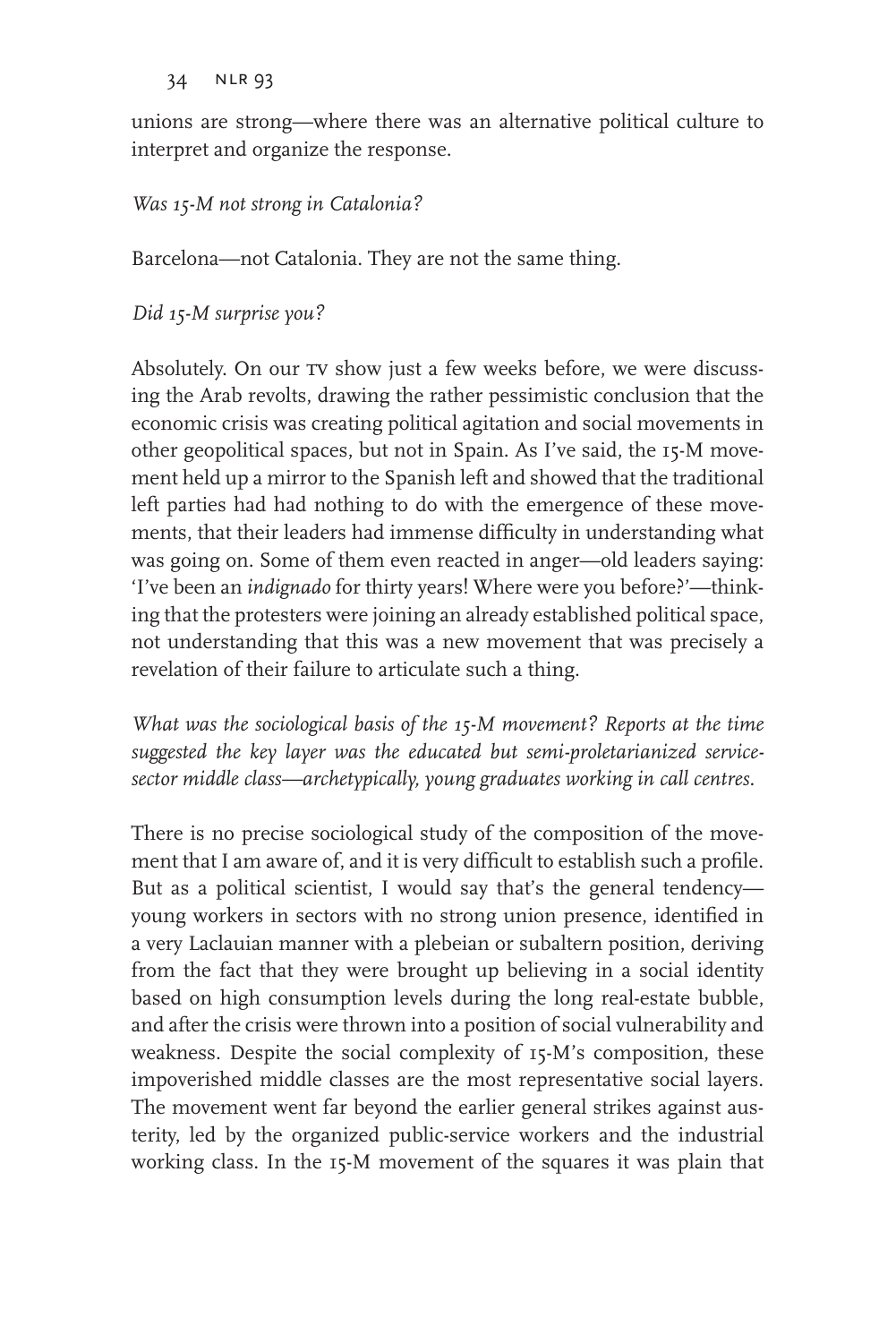unions are strong—where there was an alternative political culture to interpret and organize the response.

*Was 15-M not strong in Catalonia?*

Barcelona—not Catalonia. They are not the same thing.

*Did 15-M surprise you?*

Absolutely. On our TV show just a few weeks before, we were discussing the Arab revolts, drawing the rather pessimistic conclusion that the economic crisis was creating political agitation and social movements in other geopolitical spaces, but not in Spain. As I've said, the 15-M movement held up a mirror to the Spanish left and showed that the traditional left parties had had nothing to do with the emergence of these movements, that their leaders had immense difficulty in understanding what was going on. Some of them even reacted in anger—old leaders saying: 'I've been an *indignado* for thirty years! Where were you before?'—thinking that the protesters were joining an already established political space, not understanding that this was a new movement that was precisely a revelation of their failure to articulate such a thing.

*What was the sociological basis of the 15-M movement? Reports at the time suggested the key layer was the educated but semi-proletarianized service-sector middle class—archetypically, young graduates working in call centres.*

There is no precise sociological study of the composition of the movement that I am aware of, and it is very difficult to establish such a profile. But as a political scientist, I would say that's the general tendency—young workers in sectors with no strong union presence, identified in a very Laclauian manner with a plebeian or subaltern position, deriving from the fact that they were brought up believing in a social identity based on high consumption levels during the long real-estate bubble, and after the crisis were thrown into a position of social vulnerability and weakness. Despite the social complexity of 15-M's composition, these impoverished middle classes are the most representative social layers. The movement went far beyond the earlier general strikes against austerity, led by the organized public-service workers and the industrial working class. In the 15-M movement of the squares it was plain that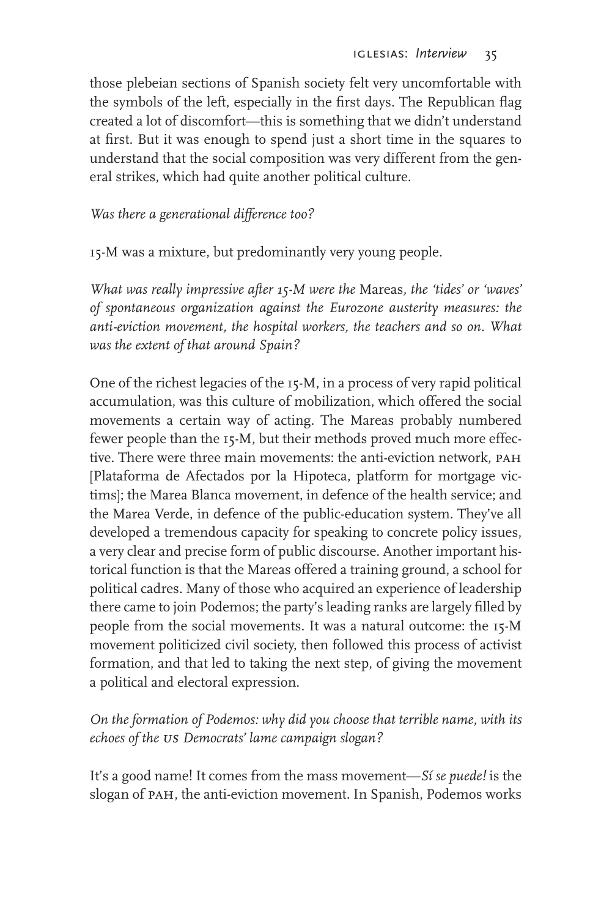those plebeian sections of Spanish society felt very uncomfortable with the symbols of the left, especially in the first days. The Republican flag created a lot of discomfort—this is something that we didn't understand at first. But it was enough to spend just a short time in the squares to understand that the social composition was very different from the general strikes, which had quite another political culture.

*Was there a generational difference too?*

15-M was a mixture, but predominantly very young people.

*What was really impressive after 15-M were the* Mareas*, the 'tides' or 'waves' of spontaneous organization against the Eurozone austerity measures: the anti-eviction movement, the hospital workers, the teachers and so on. What was the extent of that around Spain?*

One of the richest legacies of the 15-M, in a process of very rapid political accumulation, was this culture of mobilization, which offered the social movements a certain way of acting. The Mareas probably numbered fewer people than the 15-M, but their methods proved much more effective. There were three main movements: the anti-eviction network, PAH [Plataforma de Afectados por la Hipoteca, platform for mortgage victims]; the Marea Blanca movement, in defence of the health service; and the Marea Verde, in defence of the public-education system. They've all developed a tremendous capacity for speaking to concrete policy issues, a very clear and precise form of public discourse. Another important historical function is that the Mareas offered a training ground, a school for political cadres. Many of those who acquired an experience of leadership there came to join Podemos; the party's leading ranks are largely filled by people from the social movements. It was a natural outcome: the 15-M movement politicized civil society, then followed this process of activist formation, and that led to taking the next step, of giving the movement a political and electoral expression.

*On the formation of Podemos: why did you choose that terrible name, with its echoes of the US Democrats' lame campaign slogan?*

It's a good name! It comes from the mass movement—*Sí se puede!* is the slogan of PAH, the anti-eviction movement. In Spanish, Podemos works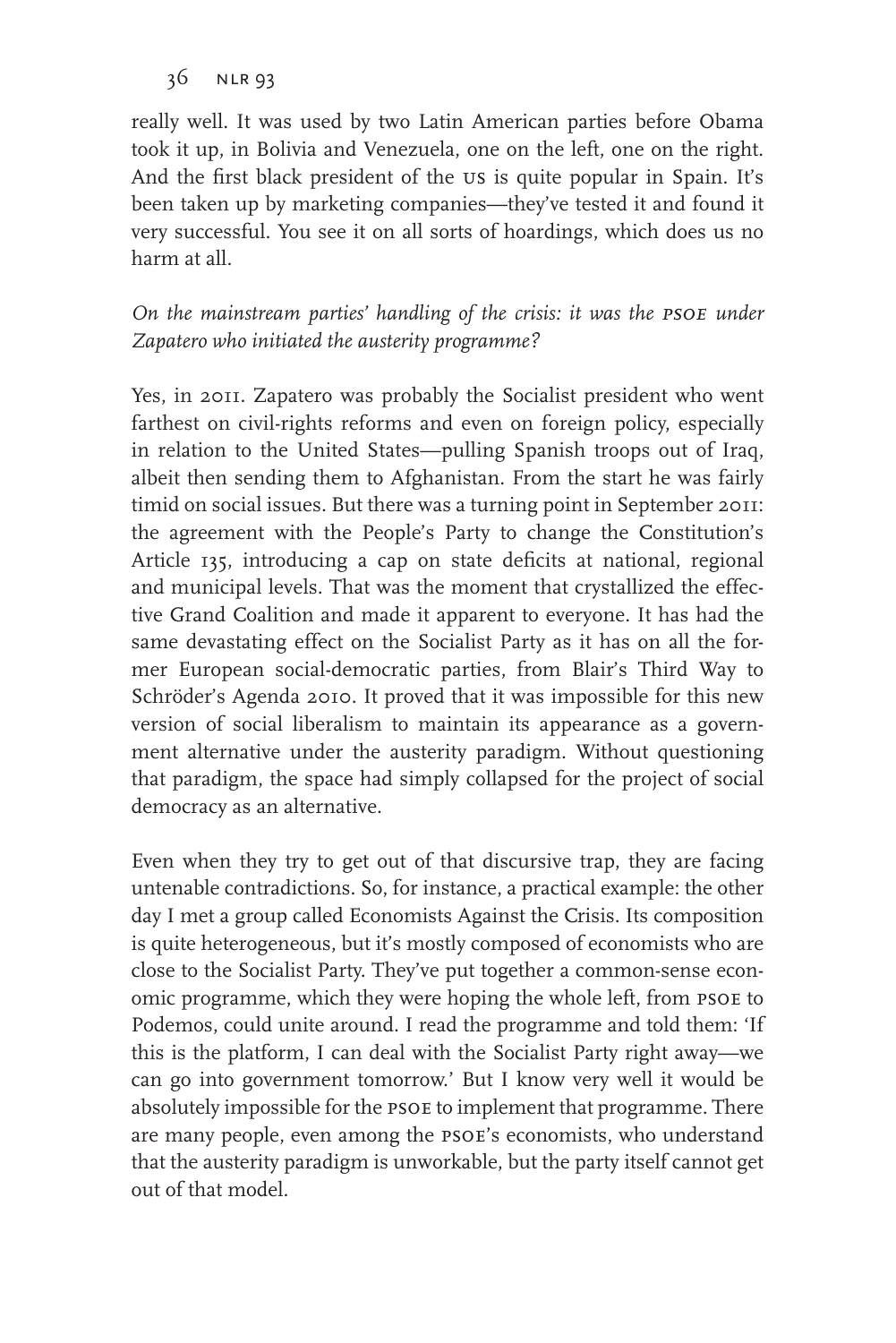really well. It was used by two Latin American parties before Obama took it up, in Bolivia and Venezuela, one on the left, one on the right. And the first black president of the US is quite popular in Spain. It's been taken up by marketing companies—they've tested it and found it very successful. You see it on all sorts of hoardings, which does us no harm at all.

*On the mainstream parties' handling of the crisis: it was the PSOE under Zapatero who initiated the austerity programme?*

Yes, in 2011. Zapatero was probably the Socialist president who went farthest on civil-rights reforms and even on foreign policy, especially in relation to the United States—pulling Spanish troops out of Iraq, albeit then sending them to Afghanistan. From the start he was fairly timid on social issues. But there was a turning point in September 2011: the agreement with the People's Party to change the Constitution's Article 135, introducing a cap on state deficits at national, regional and municipal levels. That was the moment that crystallized the effective Grand Coalition and made it apparent to everyone. It has had the same devastating effect on the Socialist Party as it has on all the former European social-democratic parties, from Blair's Third Way to Schröder's Agenda 2010. It proved that it was impossible for this new version of social liberalism to maintain its appearance as a government alternative under the austerity paradigm. Without questioning that paradigm, the space had simply collapsed for the project of social democracy as an alternative.

Even when they try to get out of that discursive trap, they are facing untenable contradictions. So, for instance, a practical example: the other day I met a group called Economists Against the Crisis. Its composition is quite heterogeneous, but it's mostly composed of economists who are close to the Socialist Party. They've put together a common-sense economic programme, which they were hoping the whole left, from PSOE to Podemos, could unite around. I read the programme and told them: 'If this is the platform, I can deal with the Socialist Party right away—we can go into government tomorrow.' But I know very well it would be absolutely impossible for the PSOE to implement that programme. There are many people, even among the PSOE's economists, who understand that the austerity paradigm is unworkable, but the party itself cannot get out of that model.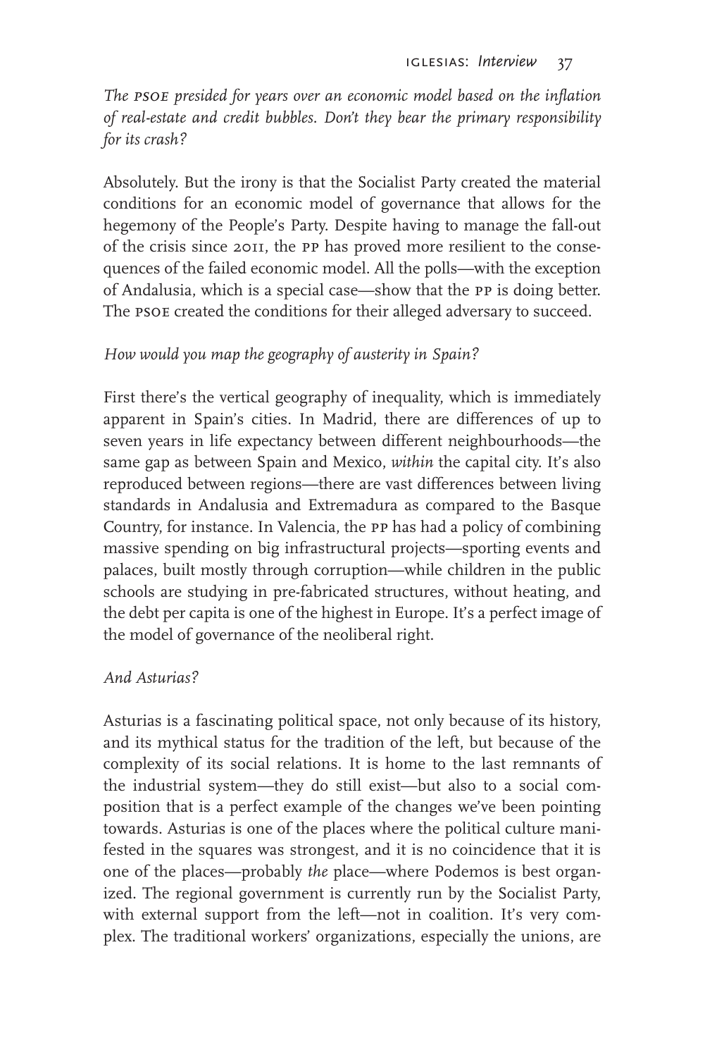*The PSOE presided for years over an economic model based on the inflation of real-estate and credit bubbles. Don't they bear the primary responsibility for its crash?*

Absolutely. But the irony is that the Socialist Party created the material conditions for an economic model of governance that allows for the hegemony of the People's Party. Despite having to manage the fall-out of the crisis since 2011, the PP has proved more resilient to the consequences of the failed economic model. All the polls—with the exception of Andalusia, which is a special case—show that the PP is doing better. The PSOE created the conditions for their alleged adversary to succeed.

*How would you map the geography of austerity in Spain?*

First there's the vertical geography of inequality, which is immediately apparent in Spain's cities. In Madrid, there are differences of up to seven years in life expectancy between different neighbourhoods—the same gap as between Spain and Mexico, *within* the capital city. It's also reproduced between regions—there are vast differences between living standards in Andalusia and Extremadura as compared to the Basque Country, for instance. In Valencia, the PP has had a policy of combining massive spending on big infrastructural projects—sporting events and palaces, built mostly through corruption—while children in the public schools are studying in pre-fabricated structures, without heating, and the debt per capita is one of the highest in Europe. It's a perfect image of the model of governance of the neoliberal right.

*And Asturias?*

Asturias is a fascinating political space, not only because of its history, and its mythical status for the tradition of the left, but because of the complexity of its social relations. It is home to the last remnants of the industrial system—they do still exist—but also to a social composition that is a perfect example of the changes we've been pointing towards. Asturias is one of the places where the political culture manifested in the squares was strongest, and it is no coincidence that it is one of the places—probably *the* place—where Podemos is best organized. The regional government is currently run by the Socialist Party, with external support from the left—not in coalition. It's very complex. The traditional workers' organizations, especially the unions, are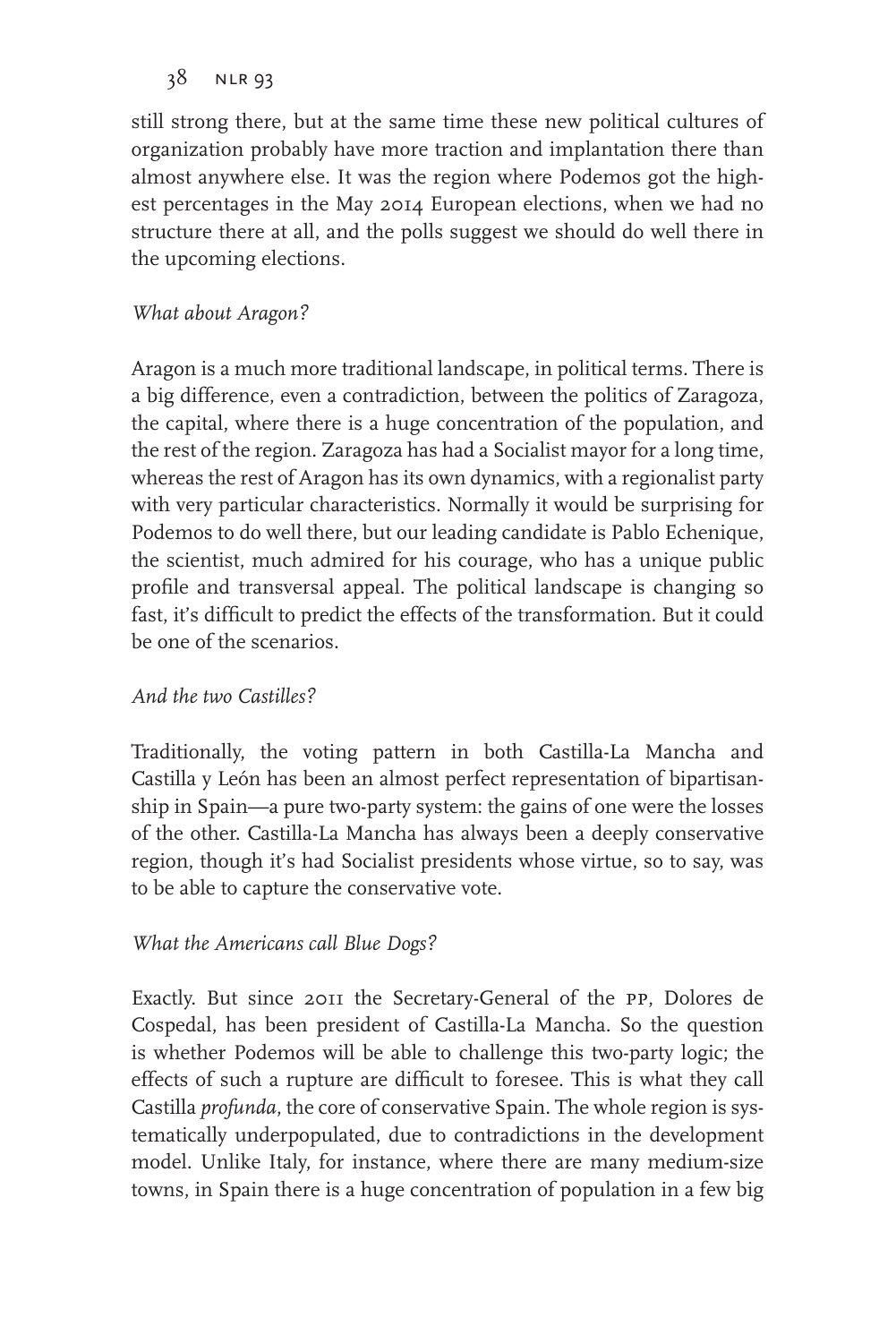still strong there, but at the same time these new political cultures of organization probably have more traction and implantation there than almost anywhere else. It was the region where Podemos got the highest percentages in the May 2014 European elections, when we had no structure there at all, and the polls suggest we should do well there in the upcoming elections.

*What about Aragon?*

Aragon is a much more traditional landscape, in political terms. There is a big difference, even a contradiction, between the politics of Zaragoza, the capital, where there is a huge concentration of the population, and the rest of the region. Zaragoza has had a Socialist mayor for a long time, whereas the rest of Aragon has its own dynamics, with a regionalist party with very particular characteristics. Normally it would be surprising for Podemos to do well there, but our leading candidate is Pablo Echenique, the scientist, much admired for his courage, who has a unique public profile and transversal appeal. The political landscape is changing so fast, it's difficult to predict the effects of the transformation. But it could be one of the scenarios.

*And the two Castilles?*

Traditionally, the voting pattern in both Castilla-La Mancha and Castilla y León has been an almost perfect representation of bipartisanship in Spain—a pure two-party system: the gains of one were the losses of the other. Castilla-La Mancha has always been a deeply conservative region, though it's had Socialist presidents whose virtue, so to say, was to be able to capture the conservative vote.

*What the Americans call Blue Dogs?*

Exactly. But since 2011 the Secretary-General of the PP, Dolores de Cospedal, has been president of Castilla-La Mancha. So the question is whether Podemos will be able to challenge this two-party logic; the effects of such a rupture are difficult to foresee. This is what they call Castilla *profunda*, the core of conservative Spain. The whole region is systematically underpopulated, due to contradictions in the development model. Unlike Italy, for instance, where there are many medium-size towns, in Spain there is a huge concentration of population in a few big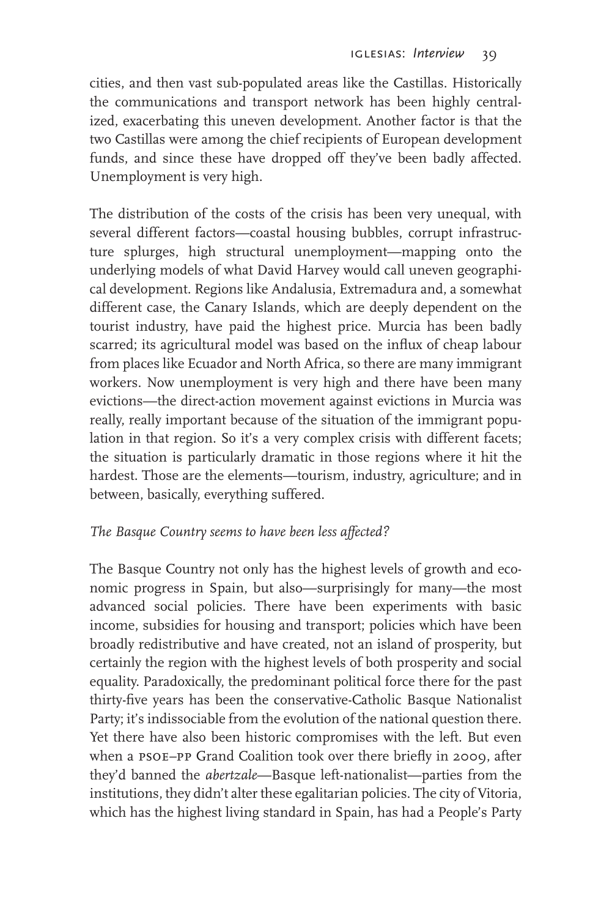cities, and then vast sub-populated areas like the Castillas. Historically the communications and transport network has been highly centralized, exacerbating this uneven development. Another factor is that the two Castillas were among the chief recipients of European development funds, and since these have dropped off they've been badly affected. Unemployment is very high.

The distribution of the costs of the crisis has been very unequal, with several different factors—coastal housing bubbles, corrupt infrastructure splurges, high structural unemployment—mapping onto the underlying models of what David Harvey would call uneven geographical development. Regions like Andalusia, Extremadura and, a somewhat different case, the Canary Islands, which are deeply dependent on the tourist industry, have paid the highest price. Murcia has been badly scarred; its agricultural model was based on the influx of cheap labour from places like Ecuador and North Africa, so there are many immigrant workers. Now unemployment is very high and there have been many evictions—the direct-action movement against evictions in Murcia was really, really important because of the situation of the immigrant population in that region. So it's a very complex crisis with different facets; the situation is particularly dramatic in those regions where it hit the hardest. Those are the elements—tourism, industry, agriculture; and in between, basically, everything suffered.

*The Basque Country seems to have been less affected?*

The Basque Country not only has the highest levels of growth and economic progress in Spain, but also—surprisingly for many—the most advanced social policies. There have been experiments with basic income, subsidies for housing and transport; policies which have been broadly redistributive and have created, not an island of prosperity, but certainly the region with the highest levels of both prosperity and social equality. Paradoxically, the predominant political force there for the past thirty-five years has been the conservative-Catholic Basque Nationalist Party; it's indissociable from the evolution of the national question there. Yet there have also been historic compromises with the left. But even when a PSOE–PP Grand Coalition took over there briefly in 2009, after they'd banned the *abertzale*—Basque left-nationalist—parties from the institutions, they didn't alter these egalitarian policies. The city of Vitoria, which has the highest living standard in Spain, has had a People's Party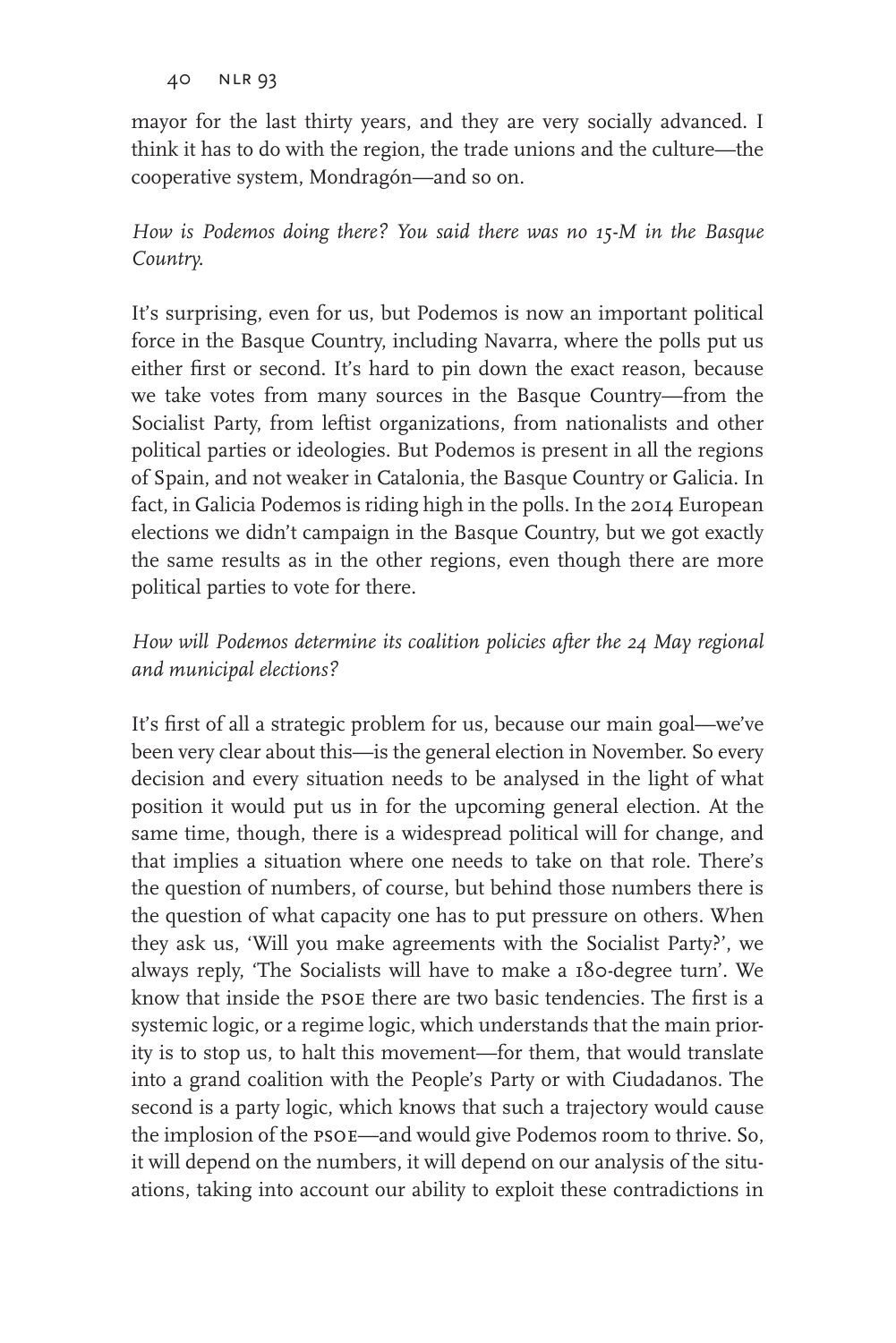mayor for the last thirty years, and they are very socially advanced. I think it has to do with the region, the trade unions and the culture—the cooperative system, Mondragón—and so on.

*How is Podemos doing there? You said there was no 15-M in the Basque Country.*

It's surprising, even for us, but Podemos is now an important political force in the Basque Country, including Navarra, where the polls put us either first or second. It's hard to pin down the exact reason, because we take votes from many sources in the Basque Country—from the Socialist Party, from leftist organizations, from nationalists and other political parties or ideologies. But Podemos is present in all the regions of Spain, and not weaker in Catalonia, the Basque Country or Galicia. In fact, in Galicia Podemos is riding high in the polls. In the 2014 European elections we didn't campaign in the Basque Country, but we got exactly the same results as in the other regions, even though there are more political parties to vote for there.

*How will Podemos determine its coalition policies after the 24 May regional and municipal elections?*

It's first of all a strategic problem for us, because our main goal—we've been very clear about this—is the general election in November. So every decision and every situation needs to be analysed in the light of what position it would put us in for the upcoming general election. At the same time, though, there is a widespread political will for change, and that implies a situation where one needs to take on that role. There's the question of numbers, of course, but behind those numbers there is the question of what capacity one has to put pressure on others. When they ask us, 'Will you make agreements with the Socialist Party?', we always reply, 'The Socialists will have to make a 180-degree turn'. We know that inside the PSOE there are two basic tendencies. The first is a systemic logic, or a regime logic, which understands that the main priority is to stop us, to halt this movement—for them, that would translate into a grand coalition with the People's Party or with Ciudadanos. The second is a party logic, which knows that such a trajectory would cause the implosion of the PSOE—and would give Podemos room to thrive. So, it will depend on the numbers, it will depend on our analysis of the situations, taking into account our ability to exploit these contradictions in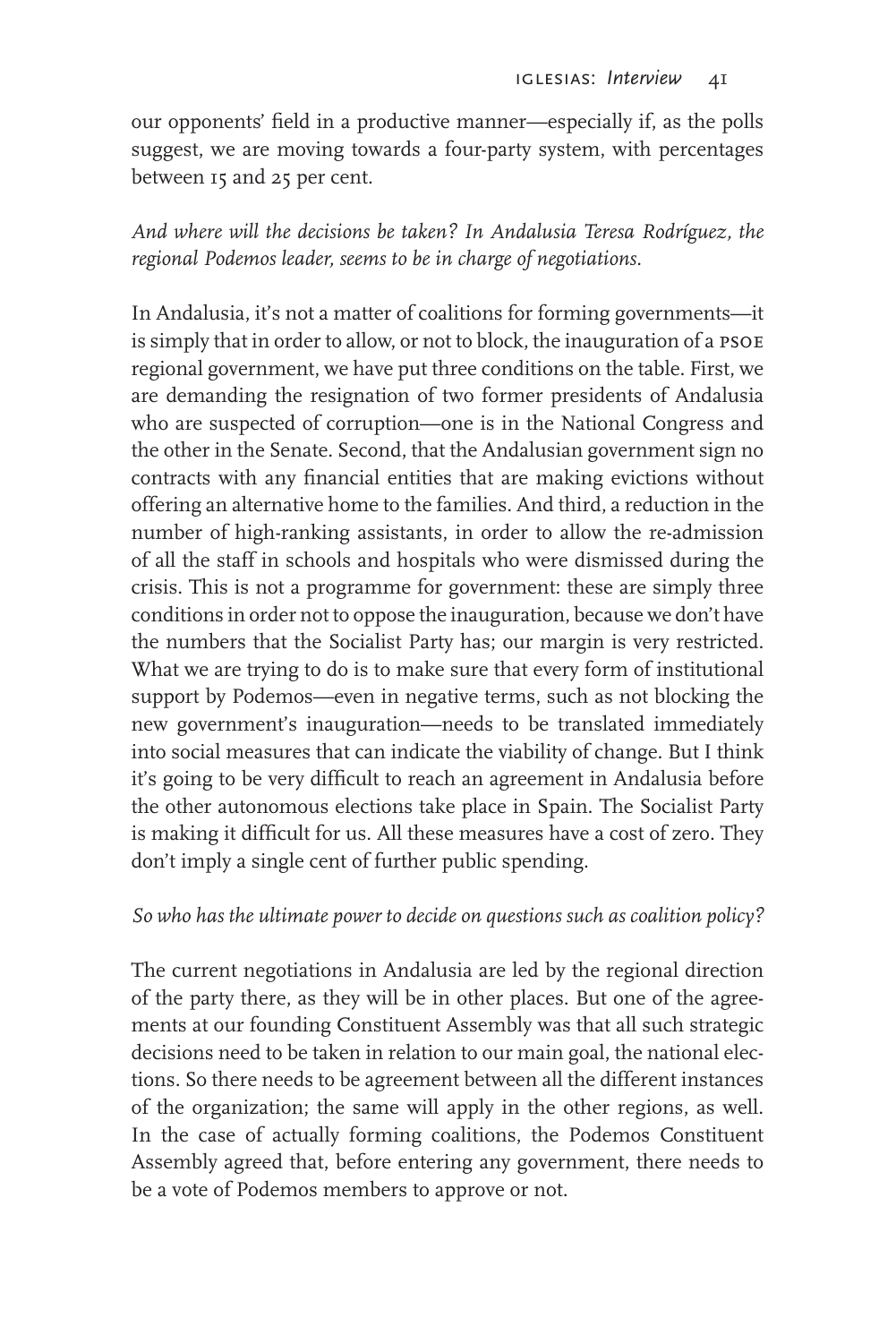our opponents' field in a productive manner—especially if, as the polls suggest, we are moving towards a four-party system, with percentages between 15 and 25 per cent.

*And where will the decisions be taken? In Andalusia Teresa Rodríguez, the regional Podemos leader, seems to be in charge of negotiations.*

In Andalusia, it's not a matter of coalitions for forming governments—it is simply that in order to allow, or not to block, the inauguration of a PSOE regional government, we have put three conditions on the table. First, we are demanding the resignation of two former presidents of Andalusia who are suspected of corruption—one is in the National Congress and the other in the Senate. Second, that the Andalusian government sign no contracts with any financial entities that are making evictions without offering an alternative home to the families. And third, a reduction in the number of high-ranking assistants, in order to allow the re-admission of all the staff in schools and hospitals who were dismissed during the crisis. This is not a programme for government: these are simply three conditions in order not to oppose the inauguration, because we don't have the numbers that the Socialist Party has; our margin is very restricted. What we are trying to do is to make sure that every form of institutional support by Podemos—even in negative terms, such as not blocking the new government's inauguration—needs to be translated immediately into social measures that can indicate the viability of change. But I think it's going to be very difficult to reach an agreement in Andalusia before the other autonomous elections take place in Spain. The Socialist Party is making it difficult for us. All these measures have a cost of zero. They don't imply a single cent of further public spending.

*So who has the ultimate power to decide on questions such as coalition policy?*

The current negotiations in Andalusia are led by the regional direction of the party there, as they will be in other places. But one of the agreements at our founding Constituent Assembly was that all such strategic decisions need to be taken in relation to our main goal, the national elections. So there needs to be agreement between all the different instances of the organization; the same will apply in the other regions, as well. In the case of actually forming coalitions, the Podemos Constituent Assembly agreed that, before entering any government, there needs to be a vote of Podemos members to approve or not.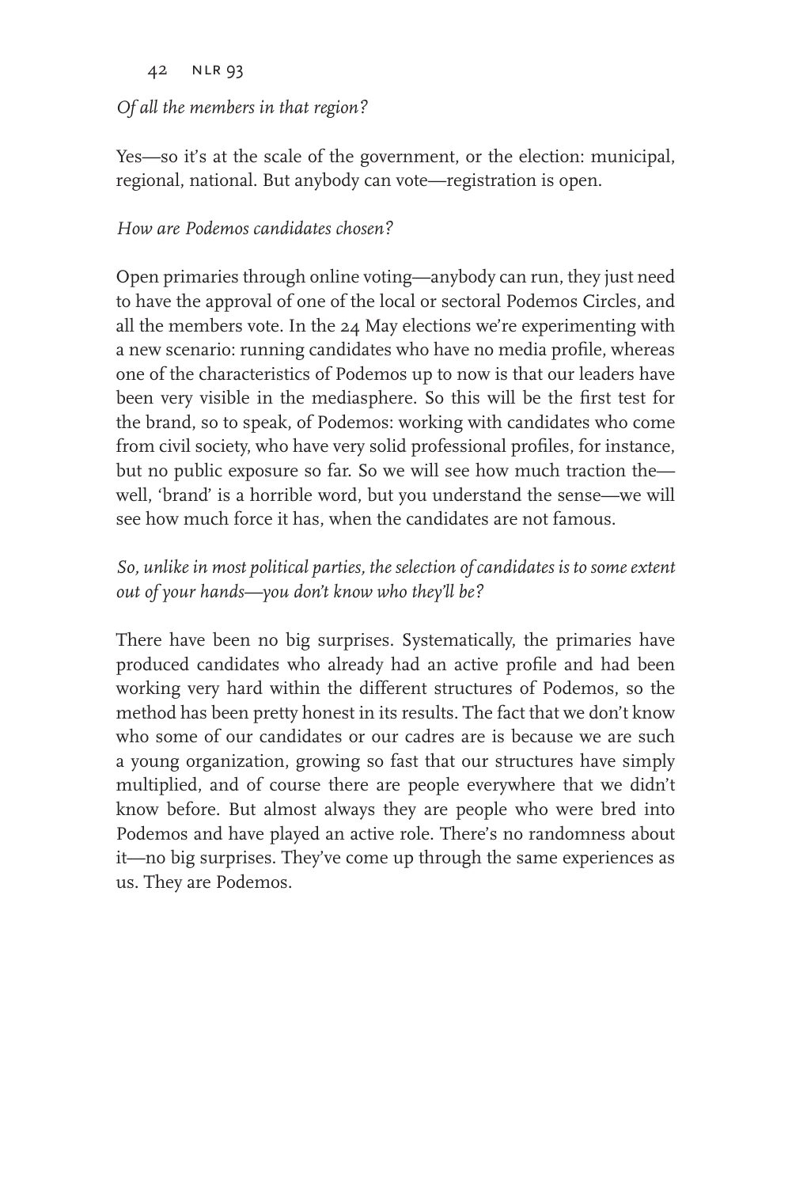*Of all the members in that region?*

Yes—so it's at the scale of the government, or the election: municipal, regional, national. But anybody can vote—registration is open.

*How are Podemos candidates chosen?*

Open primaries through online voting—anybody can run, they just need to have the approval of one of the local or sectoral Podemos Circles, and all the members vote. In the 24 May elections we're experimenting with a new scenario: running candidates who have no media profile, whereas one of the characteristics of Podemos up to now is that our leaders have been very visible in the mediasphere. So this will be the first test for the brand, so to speak, of Podemos: working with candidates who come from civil society, who have very solid professional profiles, for instance, but no public exposure so far. So we will see how much traction the—well, 'brand' is a horrible word, but you understand the sense—we will see how much force it has, when the candidates are not famous.

*So, unlike in most political parties, the selection of candidates is to some extent out of your hands—you don't know who they'll be?*

There have been no big surprises. Systematically, the primaries have produced candidates who already had an active profile and had been working very hard within the different structures of Podemos, so the method has been pretty honest in its results. The fact that we don't know who some of our candidates or our cadres are is because we are such a young organization, growing so fast that our structures have simply multiplied, and of course there are people everywhere that we didn't know before. But almost always they are people who were bred into Podemos and have played an active role. There's no randomness about it—no big surprises. They've come up through the same experiences as us. They are Podemos.